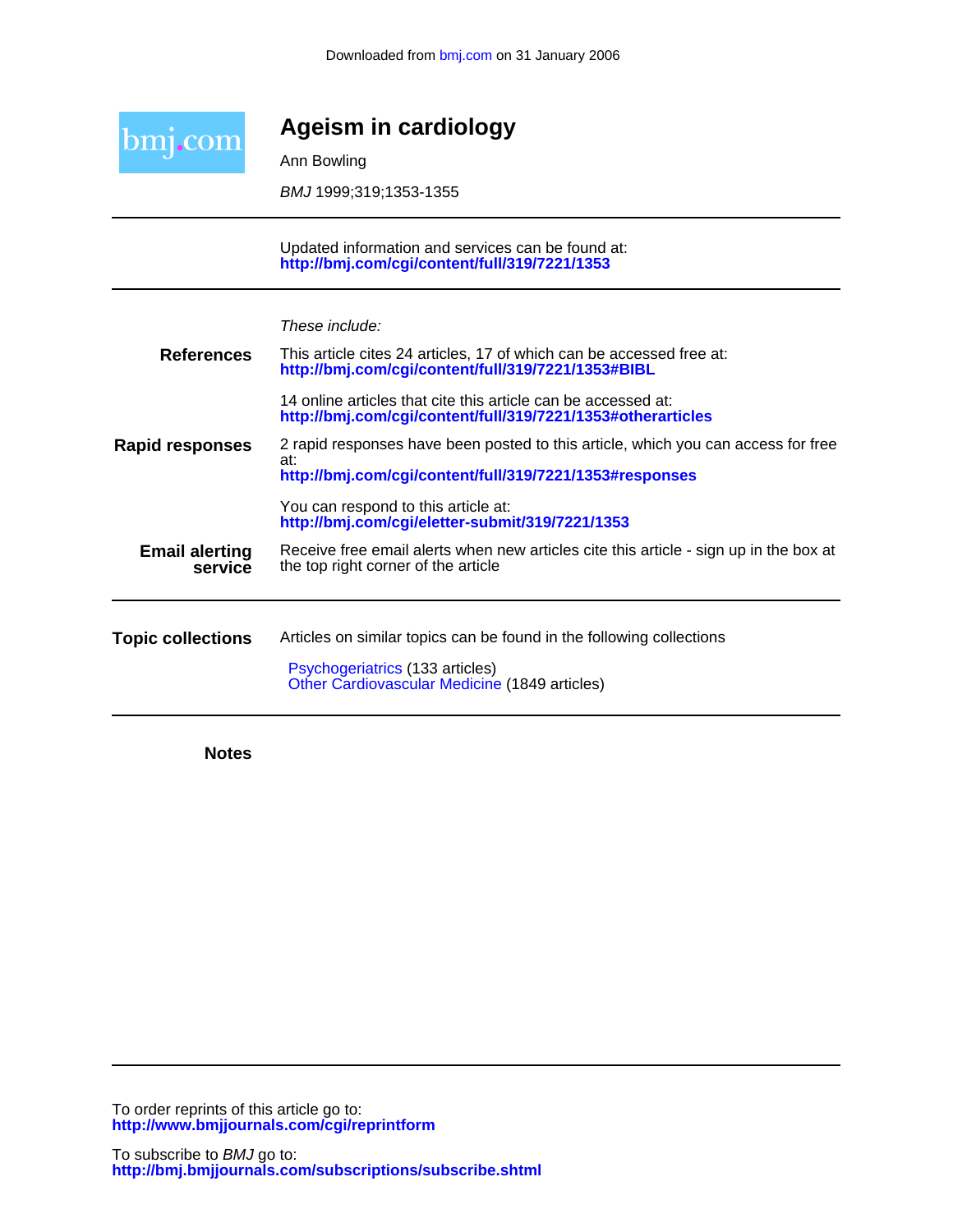Downloaded from bmj.com on 31 January 2006

bmj.com

# Ageism in cardiology

Ann Bowling

*BMJ* 1999;319;1353-1355

---

Updated information and services can be found at:
**http://bmj.com/cgi/content/full/319/7221/1353**

---

*These include:*

**References**

This article cites 24 articles, 17 of which can be accessed free at:
**http://bmj.com/cgi/content/full/319/7221/1353#BIBL**

14 online articles that cite this article can be accessed at:
**http://bmj.com/cgi/content/full/319/7221/1353#otherarticles**

**Rapid responses**

2 rapid responses have been posted to this article, which you can access for free at:
**http://bmj.com/cgi/content/full/319/7221/1353#responses**

You can respond to this article at:
**http://bmj.com/cgi/eletter-submit/319/7221/1353**

**Email alerting service**

Receive free email alerts when new articles cite this article - sign up in the box at the top right corner of the article

---

**Topic collections**

Articles on similar topics can be found in the following collections

Psychogeriatrics (133 articles)
Other Cardiovascular Medicine (1849 articles)

---

**Notes**

---

To order reprints of this article go to:
**http://www.bmjjournals.com/cgi/reprintform**

To subscribe to *BMJ* go to:
**http://bmj.bmjjournals.com/subscriptions/subscribe.shtml**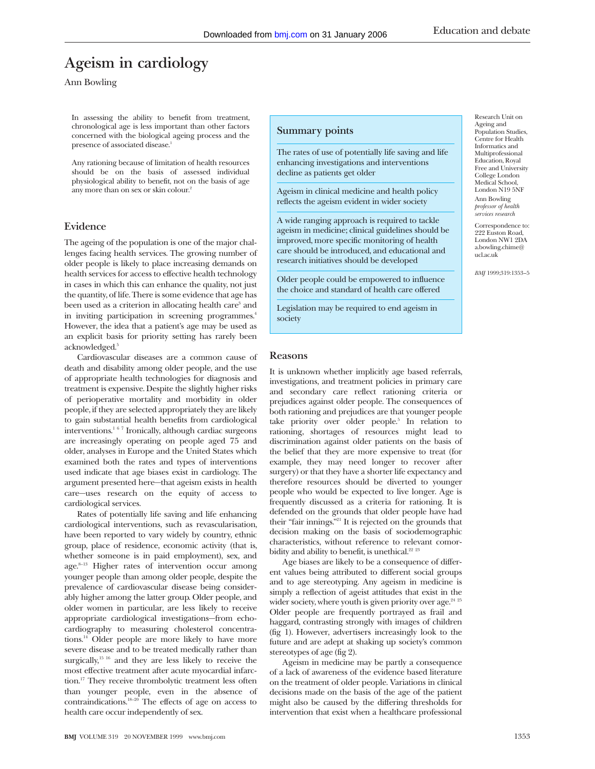# Ageism in cardiology

Ann Bowling

In assessing the ability to benefit from treatment, chronological age is less important than other factors concerned with the biological ageing process and the presence of associated disease.[1]

Any rationing because of limitation of health resources should be on the basis of assessed individual physiological ability to benefit, not on the basis of age any more than on sex or skin colour.[2]

Research Unit on Ageing and Population Studies, Centre for Health Informatics and Multiprofessional Education, Royal Free and University College London Medical School, London N19 5NF

Ann Bowling *professor of health services research*

Correspondence to: 222 Euston Road, London NW1 2DA a.bowling.chime@ucl.ac.uk

*BMJ* 1999;319:1353–5

## Summary points

The rates of use of potentially life saving and life enhancing investigations and interventions decline as patients get older

Ageism in clinical medicine and health policy reflects the ageism evident in wider society

A wide ranging approach is required to tackle ageism in medicine; clinical guidelines should be improved, more specific monitoring of health care should be introduced, and educational and research initiatives should be developed

Older people could be empowered to influence the choice and standard of health care offered

Legislation may be required to end ageism in society

## Evidence

The ageing of the population is one of the major challenges facing health services. The growing number of older people is likely to place increasing demands on health services for access to effective health technology in cases in which this can enhance the quality, not just the quantity, of life. There is some evidence that age has been used as a criterion in allocating health care[3] and in inviting participation in screening programmes.[4] However, the idea that a patient's age may be used as an explicit basis for priority setting has rarely been acknowledged.[5]

Cardiovascular diseases are a common cause of death and disability among older people, and the use of appropriate health technologies for diagnosis and treatment is expensive. Despite the slightly higher risks of perioperative mortality and morbidity in older people, if they are selected appropriately they are likely to gain substantial health benefits from cardiological interventions.[1 6 7] Ironically, although cardiac surgeons are increasingly operating on people aged 75 and older, analyses in Europe and the United States which examined both the rates and types of interventions used indicate that age biases exist in cardiology. The argument presented here—that ageism exists in health care—uses research on the equity of access to cardiological services.

Rates of potentially life saving and life enhancing cardiological interventions, such as revascularisation, have been reported to vary widely by country, ethnic group, place of residence, economic activity (that is, whether someone is in paid employment), sex, and age.[8–13] Higher rates of intervention occur among younger people than among older people, despite the prevalence of cardiovascular disease being considerably higher among the latter group. Older people, and older women in particular, are less likely to receive appropriate cardiological investigations—from echocardiography to measuring cholesterol concentrations.[14] Older people are more likely to have more severe disease and to be treated medically rather than surgically,[15 16] and they are less likely to receive the most effective treatment after acute myocardial infarction.[17] They receive thrombolytic treatment less often than younger people, even in the absence of contraindications.[18–20] The effects of age on access to health care occur independently of sex.

## Reasons

It is unknown whether implicitly age based referrals, investigations, and treatment policies in primary care and secondary care reflect rationing criteria or prejudices against older people. The consequences of both rationing and prejudices are that younger people take priority over older people.[5] In relation to rationing, shortages of resources might lead to discrimination against older patients on the basis of the belief that they are more expensive to treat (for example, they may need longer to recover after surgery) or that they have a shorter life expectancy and therefore resources should be diverted to younger people who would be expected to live longer. Age is frequently discussed as a criteria for rationing. It is defended on the grounds that older people have had their "fair innings."[21] It is rejected on the grounds that decision making on the basis of sociodemographic characteristics, without reference to relevant comorbidity and ability to benefit, is unethical.[22 23]

Age biases are likely to be a consequence of different values being attributed to different social groups and to age stereotyping. Any ageism in medicine is simply a reflection of ageist attitudes that exist in the wider society, where youth is given priority over age.[24 25] Older people are frequently portrayed as frail and haggard, contrasting strongly with images of children (fig 1). However, advertisers increasingly look to the future and are adept at shaking up society's common stereotypes of age (fig 2).

Ageism in medicine may be partly a consequence of a lack of awareness of the evidence based literature on the treatment of older people. Variations in clinical decisions made on the basis of the age of the patient might also be caused by the differing thresholds for intervention that exist when a healthcare professional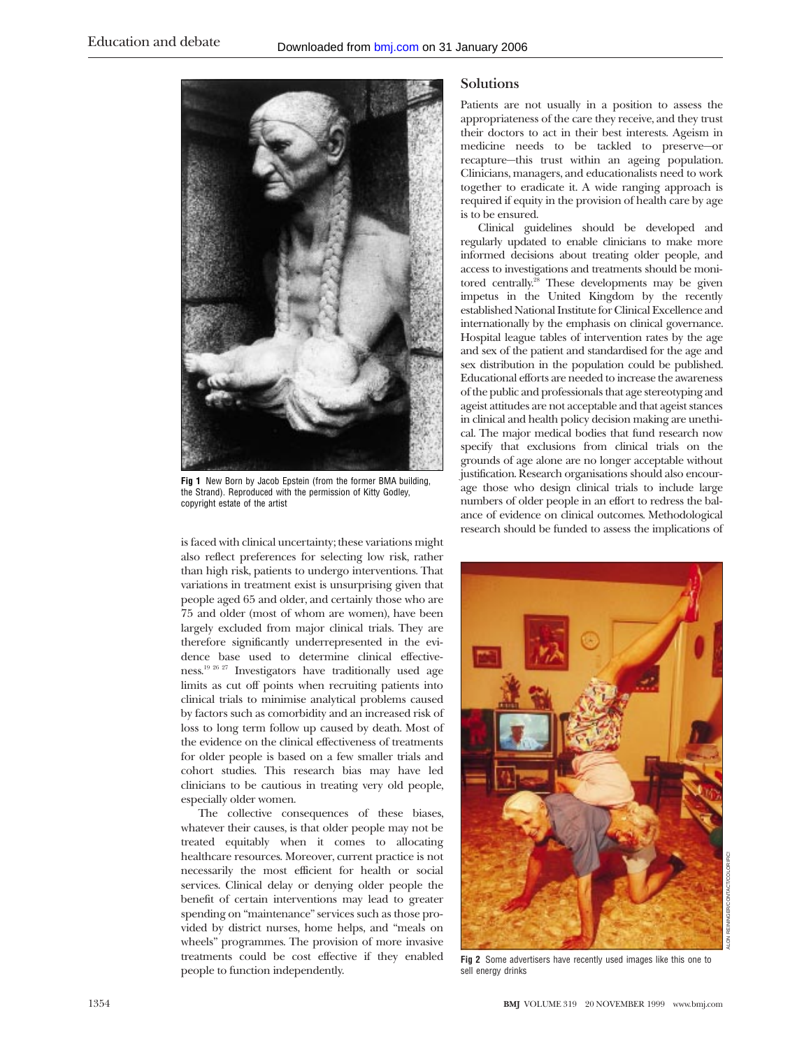Fig 1 New Born by Jacob Epstein (from the former BMA building, the Strand). Reproduced with the permission of Kitty Godley, copyright estate of the artist

is faced with clinical uncertainty; these variations might also reflect preferences for selecting low risk, rather than high risk, patients to undergo interventions. That variations in treatment exist is unsurprising given that people aged 65 and older, and certainly those who are 75 and older (most of whom are women), have been largely excluded from major clinical trials. They are therefore significantly underrepresented in the evidence base used to determine clinical effectiveness.[19 26 27] Investigators have traditionally used age limits as cut off points when recruiting patients into clinical trials to minimise analytical problems caused by factors such as comorbidity and an increased risk of loss to long term follow up caused by death. Most of the evidence on the clinical effectiveness of treatments for older people is based on a few smaller trials and cohort studies. This research bias may have led clinicians to be cautious in treating very old people, especially older women.

The collective consequences of these biases, whatever their causes, is that older people may not be treated equitably when it comes to allocating healthcare resources. Moreover, current practice is not necessarily the most efficient for health or social services. Clinical delay or denying older people the benefit of certain interventions may lead to greater spending on "maintenance" services such as those provided by district nurses, home helps, and "meals on wheels" programmes. The provision of more invasive treatments could be cost effective if they enabled people to function independently.

## Solutions

Patients are not usually in a position to assess the appropriateness of the care they receive, and they trust their doctors to act in their best interests. Ageism in medicine needs to be tackled to preserve—or recapture—this trust within an ageing population. Clinicians, managers, and educationalists need to work together to eradicate it. A wide ranging approach is required if equity in the provision of health care by age is to be ensured.

Clinical guidelines should be developed and regularly updated to enable clinicians to make more informed decisions about treating older people, and access to investigations and treatments should be monitored centrally.[28] These developments may be given impetus in the United Kingdom by the recently established National Institute for Clinical Excellence and internationally by the emphasis on clinical governance. Hospital league tables of intervention rates by the age and sex of the patient and standardised for the age and sex distribution in the population could be published. Educational efforts are needed to increase the awareness of the public and professionals that age stereotyping and ageist attitudes are not acceptable and that ageist stances in clinical and health policy decision making are unethical. The major medical bodies that fund research now specify that exclusions from clinical trials on the grounds of age alone are no longer acceptable without justification. Research organisations should also encourage those who design clinical trials to include large numbers of older people in an effort to redress the balance of evidence on clinical outcomes. Methodological research should be funded to assess the implications of

ALON REININGER/CONTACT/COLORIFIC!

Fig 2 Some advertisers have recently used images like this one to sell energy drinks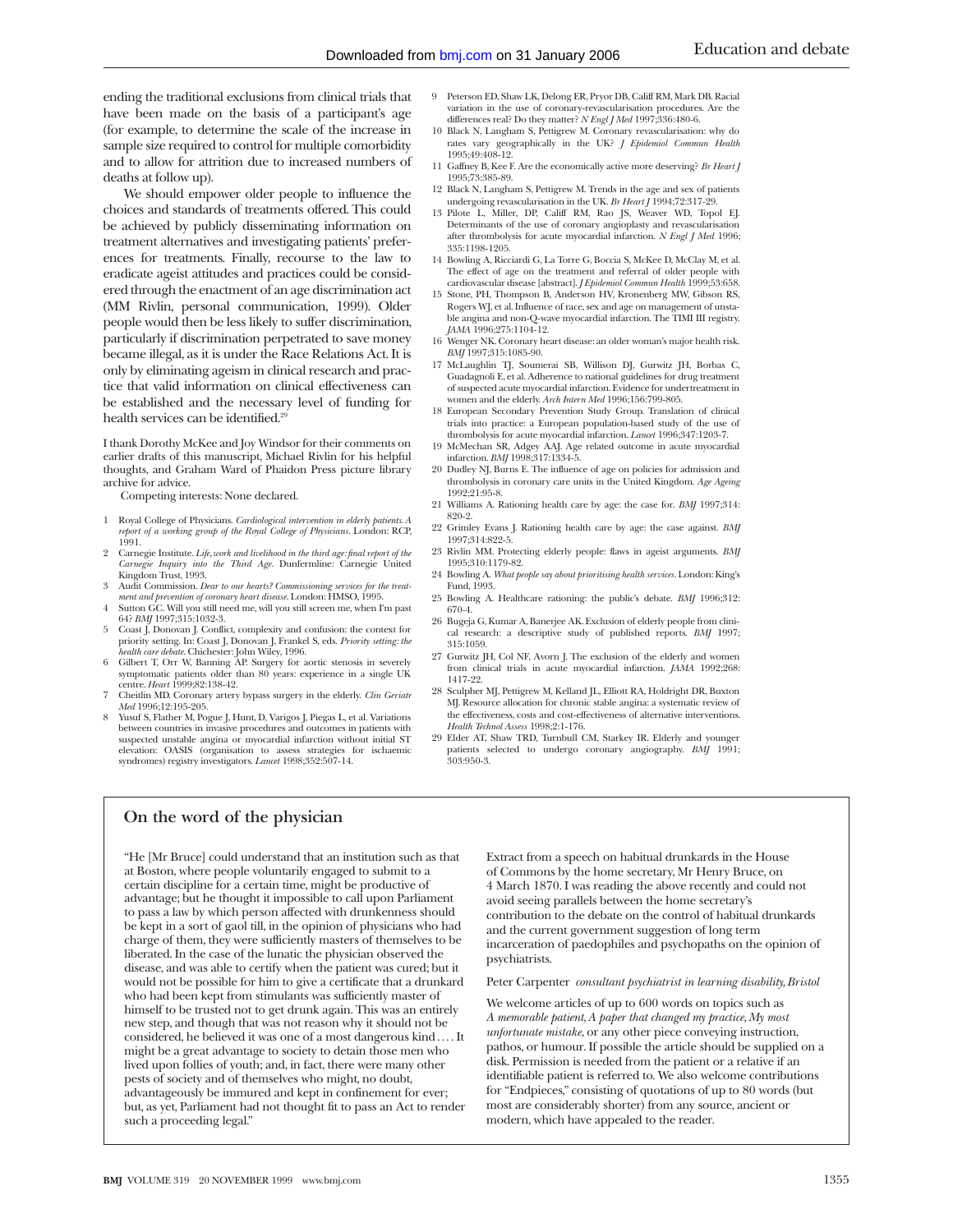ending the traditional exclusions from clinical trials that have been made on the basis of a participant's age (for example, to determine the scale of the increase in sample size required to control for multiple comorbidity and to allow for attrition due to increased numbers of deaths at follow up).

We should empower older people to influence the choices and standards of treatments offered. This could be achieved by publicly disseminating information on treatment alternatives and investigating patients' preferences for treatments. Finally, recourse to the law to eradicate ageist attitudes and practices could be considered through the enactment of an age discrimination act (MM Rivlin, personal communication, 1999). Older people would then be less likely to suffer discrimination, particularly if discrimination perpetrated to save money became illegal, as it is under the Race Relations Act. It is only by eliminating ageism in clinical research and practice that valid information on clinical effectiveness can be established and the necessary level of funding for health services can be identified.[29]

I thank Dorothy McKee and Joy Windsor for their comments on earlier drafts of this manuscript, Michael Rivlin for his helpful thoughts, and Graham Ward of Phaidon Press picture library archive for advice.

Competing interests: None declared.

1. Royal College of Physicians. *Cardiological intervention in elderly patients. A report of a working group of the Royal College of Physicians*. London: RCP, 1991.
2. Carnegie Institute. *Life, work and livelihood in the third age: final report of the Carnegie Inquiry into the Third Age*. Dunfermline: Carnegie United Kingdom Trust, 1993.
3. Audit Commission. *Dear to our hearts? Commissioning services for the treatment and prevention of coronary heart disease*. London: HMSO, 1995.
4. Sutton GC. Will you still need me, will you still screen me, when I'm past 64? *BMJ* 1997;315:1032-3.
5. Coast J, Donovan J. Conflict, complexity and confusion: the context for priority setting. In: Coast J, Donovan J, Frankel S, eds. *Priority setting: the health care debate*. Chichester: John Wiley, 1996.
6. Gilbert T, Orr W, Banning AP. Surgery for aortic stenosis in severely symptomatic patients older than 80 years: experience in a single UK centre. *Heart* 1999;82:138-42.
7. Cheitlin MD. Coronary artery bypass surgery in the elderly. *Clin Geriatr Med* 1996;12:195-205.
8. Yusuf S, Flather M, Pogue J, Hunt, D, Varigos J, Piegas L, et al. Variations between countries in invasive procedures and outcomes in patients with suspected unstable angina or myocardial infarction without initial ST elevation: OASIS (organisation to assess strategies for ischaemic syndromes) registry investigators. *Lancet* 1998;352:507-14.
9. Peterson ED, Shaw LK, Delong ER, Pryor DB, Califf RM, Mark DB. Racial variation in the use of coronary-revascularisation procedures. Are the differences real? Do they matter? *N Engl J Med* 1997;336:480-6.
10. Black N, Langham S, Pettigrew M. Coronary revascularisation: why do rates vary geographically in the UK? *J Epidemiol Commun Health* 1995;49:408-12.
11. Gaffney B, Kee F. Are the economically active more deserving? *Br Heart J* 1995;73:385-89.
12. Black N, Langham S, Pettigrew M. Trends in the age and sex of patients undergoing revascularisation in the UK. *Br Heart J* 1994;72:317-29.
13. Pilote L, Miller, DP, Califf RM, Rao JS, Weaver WD, Topol EJ. Determinants of the use of coronary angioplasty and revascularisation after thrombolysis for acute myocardial infarction. *N Engl J Med* 1996; 335:1198-1205.
14. Bowling A, Ricciardi G, La Torre G, Boccia S, McKee D, McClay M, et al. The effect of age on the treatment and referral of older people with cardiovascular disease [abstract]. *J Epidemiol Commun Health* 1999;53:658.
15. Stone, PH, Thompson B, Anderson HV, Kronenberg MW, Gibson RS, Rogers WJ, et al. Influence of race, sex and age on management of unstable angina and non-Q-wave myocardial infarction. The TIMI III registry. *JAMA* 1996;275:1104-12.
16. Wenger NK. Coronary heart disease: an older woman's major health risk. *BMJ* 1997;315:1085-90.
17. McLaughlin TJ, Soumerai SB, Willison DJ, Gurwitz JH, Borbas C, Guadagnoli E, et al. Adherence to national guidelines for drug treatment of suspected acute myocardial infarction. Evidence for undertreatment in women and the elderly. *Arch Intern Med* 1996;156:799-805.
18. European Secondary Prevention Study Group. Translation of clinical trials into practice: a European population-based study of the use of thrombolysis for acute myocardial infarction. *Lancet* 1996;347:1203-7.
19. McMechan SR, Adgey AAJ. Age related outcome in acute myocardial infarction. *BMJ* 1998;317:1334-5.
20. Dudley NJ, Burns E. The influence of age on policies for admission and thrombolysis in coronary care units in the United Kingdom. *Age Ageing* 1992;21:95-8.
21. Williams A. Rationing health care by age: the case for. *BMJ* 1997;314: 820-2.
22. Grimley Evans J. Rationing health care by age: the case against. *BMJ* 1997;314:822-5.
23. Rivlin MM. Protecting elderly people: flaws in ageist arguments. *BMJ* 1995;310:1179-82.
24. Bowling A. *What people say about prioritising health services*. London: King's Fund, 1993.
25. Bowling A. Healthcare rationing: the public's debate. *BMJ* 1996;312: 670-4.
26. Bugeja G, Kumar A, Banerjee AK. Exclusion of elderly people from clinical research: a descriptive study of published reports. *BMJ* 1997; 315:1059.
27. Gurwitz JH, Col NF, Avorn J. The exclusion of the elderly and women from clinical trials in acute myocardial infarction. *JAMA* 1992;268: 1417-22.
28. Sculpher MJ, Pettigrew M, Kelland JL, Elliott RA, Holdright DR, Buxton MJ. Resource allocation for chronic stable angina: a systematic review of the effectiveness, costs and cost-effectiveness of alternative interventions. *Health Technol Assess* 1998;2:1-176.
29. Elder AT, Shaw TRD, Turnbull CM, Starkey IR. Elderly and younger patients selected to undergo coronary angiography. *BMJ* 1991; 303:950-3.

## On the word of the physician

"He [Mr Bruce] could understand that an institution such as that at Boston, where people voluntarily engaged to submit to a certain discipline for a certain time, might be productive of advantage; but he thought it impossible to call upon Parliament to pass a law by which person affected with drunkenness should be kept in a sort of gaol till, in the opinion of physicians who had charge of them, they were sufficiently masters of themselves to be liberated. In the case of the lunatic the physician observed the disease, and was able to certify when the patient was cured; but it would not be possible for him to give a certificate that a drunkard who had been kept from stimulants was sufficiently master of himself to be trusted not to get drunk again. This was an entirely new step, and though that was not reason why it should not be considered, he believed it was one of a most dangerous kind . . . . It might be a great advantage to society to detain those men who lived upon follies of youth; and, in fact, there were many other pests of society and of themselves who might, no doubt, advantageously be immured and kept in confinement for ever; but, as yet, Parliament had not thought fit to pass an Act to render such a proceeding legal."

Extract from a speech on habitual drunkards in the House of Commons by the home secretary, Mr Henry Bruce, on 4 March 1870. I was reading the above recently and could not avoid seeing parallels between the home secretary's contribution to the debate on the control of habitual drunkards and the current government suggestion of long term incarceration of paedophiles and psychopaths on the opinion of psychiatrists.

Peter Carpenter *consultant psychiatrist in learning disability, Bristol*

We welcome articles of up to 600 words on topics such as *A memorable patient, A paper that changed my practice, My most unfortunate mistake*, or any other piece conveying instruction, pathos, or humour. If possible the article should be supplied on a disk. Permission is needed from the patient or a relative if an identifiable patient is referred to. We also welcome contributions for "Endpieces," consisting of quotations of up to 80 words (but most are considerably shorter) from any source, ancient or modern, which have appealed to the reader.